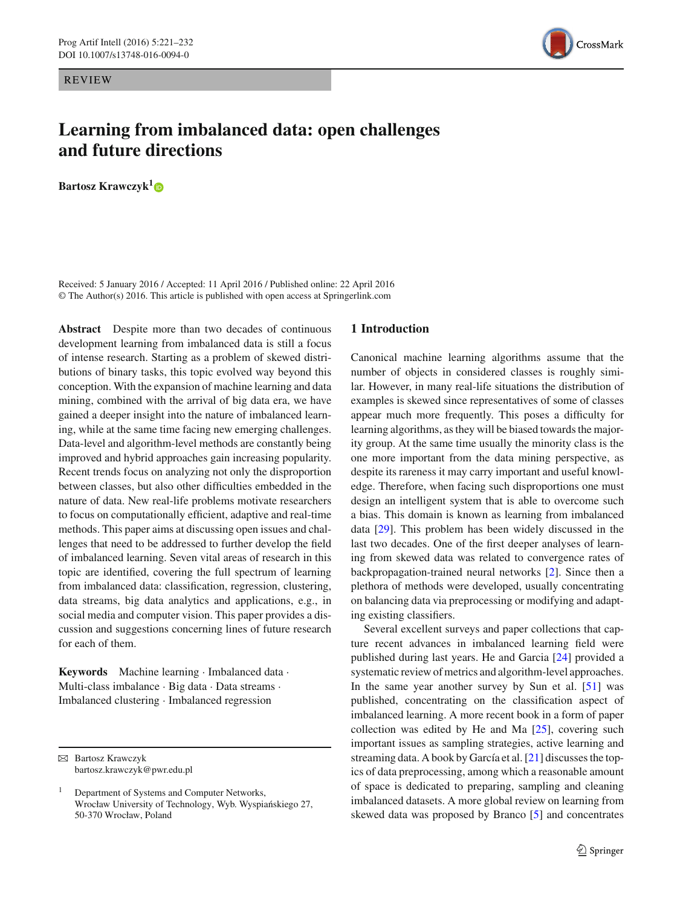REVIEW

# Learning from imbalanced data: open challenges and future directions

**Bartosz Krawczyk**[1]

Received: 5 January 2016 / Accepted: 11 April 2016 / Published online: 22 April 2016
© The Author(s) 2016. This article is published with open access at Springerlink.com

**Abstract** Despite more than two decades of continuous development learning from imbalanced data is still a focus of intense research. Starting as a problem of skewed distributions of binary tasks, this topic evolved way beyond this conception. With the expansion of machine learning and data mining, combined with the arrival of big data era, we have gained a deeper insight into the nature of imbalanced learning, while at the same time facing new emerging challenges. Data-level and algorithm-level methods are constantly being improved and hybrid approaches gain increasing popularity. Recent trends focus on analyzing not only the disproportion between classes, but also other difficulties embedded in the nature of data. New real-life problems motivate researchers to focus on computationally efficient, adaptive and real-time methods. This paper aims at discussing open issues and challenges that need to be addressed to further develop the field of imbalanced learning. Seven vital areas of research in this topic are identified, covering the full spectrum of learning from imbalanced data: classification, regression, clustering, data streams, big data analytics and applications, e.g., in social media and computer vision. This paper provides a discussion and suggestions concerning lines of future research for each of them.

**Keywords** Machine learning · Imbalanced data · Multi-class imbalance · Big data · Data streams · Imbalanced clustering · Imbalanced regression

✉ Bartosz Krawczyk
bartosz.krawczyk@pwr.edu.pl

[1] Department of Systems and Computer Networks, Wrocław University of Technology, Wyb. Wyspiańskiego 27, 50-370 Wrocław, Poland

## 1 Introduction

Canonical machine learning algorithms assume that the number of objects in considered classes is roughly similar. However, in many real-life situations the distribution of examples is skewed since representatives of some of classes appear much more frequently. This poses a difficulty for learning algorithms, as they will be biased towards the majority group. At the same time usually the minority class is the one more important from the data mining perspective, as despite its rareness it may carry important and useful knowledge. Therefore, when facing such disproportions one must design an intelligent system that is able to overcome such a bias. This domain is known as learning from imbalanced data [29]. This problem has been widely discussed in the last two decades. One of the first deeper analyses of learning from skewed data was related to convergence rates of backpropagation-trained neural networks [2]. Since then a plethora of methods were developed, usually concentrating on balancing data via preprocessing or modifying and adapting existing classifiers.

Several excellent surveys and paper collections that capture recent advances in imbalanced learning field were published during last years. He and Garcia [24] provided a systematic review of metrics and algorithm-level approaches. In the same year another survey by Sun et al. [51] was published, concentrating on the classification aspect of imbalanced learning. A more recent book in a form of paper collection was edited by He and Ma [25], covering such important issues as sampling strategies, active learning and streaming data. A book by García et al. [21] discusses the topics of data preprocessing, among which a reasonable amount of space is dedicated to preparing, sampling and cleaning imbalanced datasets. A more global review on learning from skewed data was proposed by Branco [5] and concentrates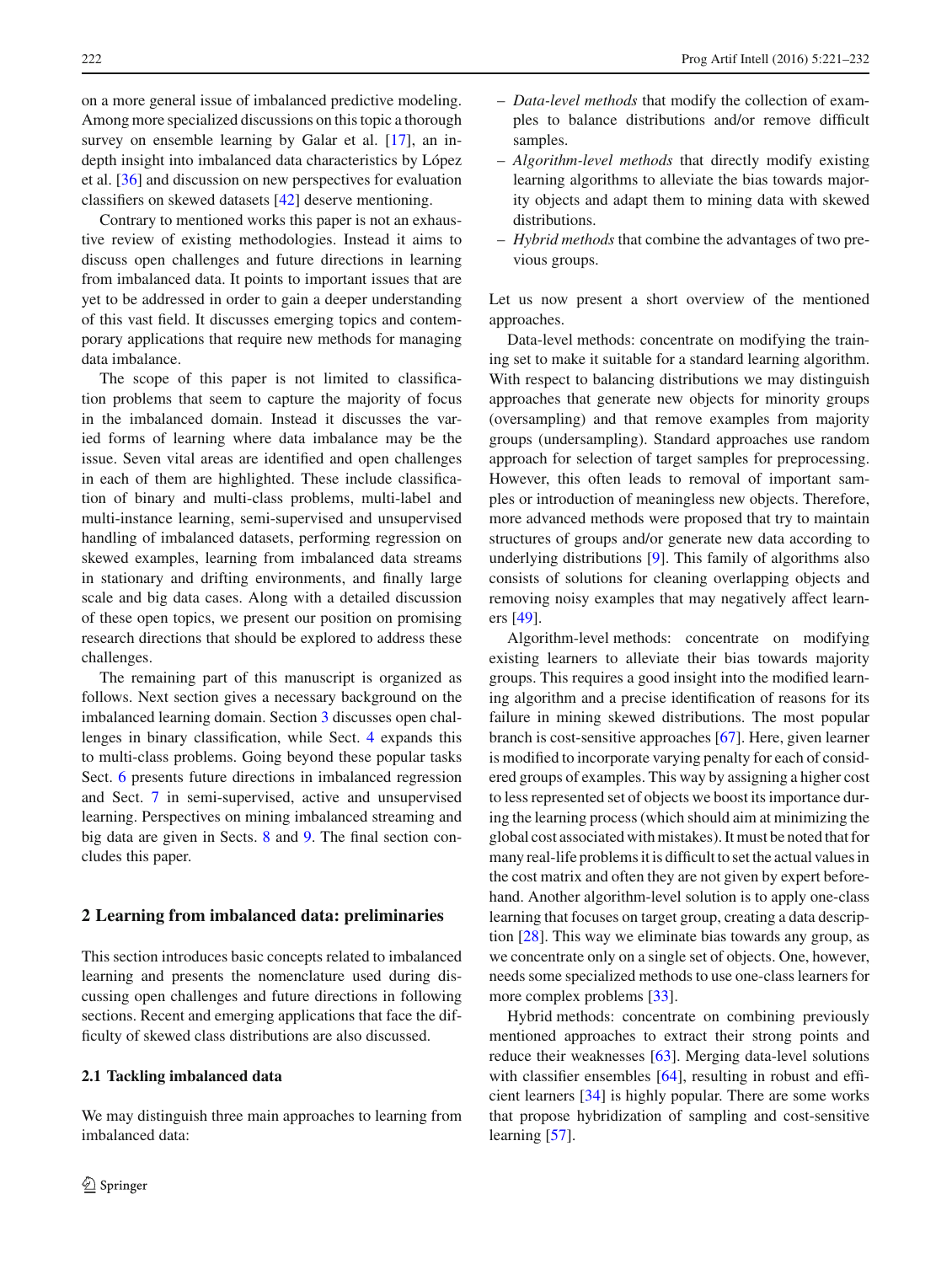on a more general issue of imbalanced predictive modeling. Among more specialized discussions on this topic a thorough survey on ensemble learning by Galar et al. [17], an in-depth insight into imbalanced data characteristics by López et al. [36] and discussion on new perspectives for evaluation classifiers on skewed datasets [42] deserve mentioning.

Contrary to mentioned works this paper is not an exhaustive review of existing methodologies. Instead it aims to discuss open challenges and future directions in learning from imbalanced data. It points to important issues that are yet to be addressed in order to gain a deeper understanding of this vast field. It discusses emerging topics and contemporary applications that require new methods for managing data imbalance.

The scope of this paper is not limited to classification problems that seem to capture the majority of focus in the imbalanced domain. Instead it discusses the varied forms of learning where data imbalance may be the issue. Seven vital areas are identified and open challenges in each of them are highlighted. These include classification of binary and multi-class problems, multi-label and multi-instance learning, semi-supervised and unsupervised handling of imbalanced datasets, performing regression on skewed examples, learning from imbalanced data streams in stationary and drifting environments, and finally large scale and big data cases. Along with a detailed discussion of these open topics, we present our position on promising research directions that should be explored to address these challenges.

The remaining part of this manuscript is organized as follows. Next section gives a necessary background on the imbalanced learning domain. Section 3 discusses open challenges in binary classification, while Sect. 4 expands this to multi-class problems. Going beyond these popular tasks Sect. 6 presents future directions in imbalanced regression and Sect. 7 in semi-supervised, active and unsupervised learning. Perspectives on mining imbalanced streaming and big data are given in Sects. 8 and 9. The final section concludes this paper.

## 2 Learning from imbalanced data: preliminaries

This section introduces basic concepts related to imbalanced learning and presents the nomenclature used during discussing open challenges and future directions in following sections. Recent and emerging applications that face the difficulty of skewed class distributions are also discussed.

### 2.1 Tackling imbalanced data

We may distinguish three main approaches to learning from imbalanced data:

– *Data-level methods* that modify the collection of examples to balance distributions and/or remove difficult samples.
– *Algorithm-level methods* that directly modify existing learning algorithms to alleviate the bias towards majority objects and adapt them to mining data with skewed distributions.
– *Hybrid methods* that combine the advantages of two previous groups.

Let us now present a short overview of the mentioned approaches.

Data-level methods: concentrate on modifying the training set to make it suitable for a standard learning algorithm. With respect to balancing distributions we may distinguish approaches that generate new objects for minority groups (oversampling) and that remove examples from majority groups (undersampling). Standard approaches use random approach for selection of target samples for preprocessing. However, this often leads to removal of important samples or introduction of meaningless new objects. Therefore, more advanced methods were proposed that try to maintain structures of groups and/or generate new data according to underlying distributions [9]. This family of algorithms also consists of solutions for cleaning overlapping objects and removing noisy examples that may negatively affect learners [49].

Algorithm-level methods: concentrate on modifying existing learners to alleviate their bias towards majority groups. This requires a good insight into the modified learning algorithm and a precise identification of reasons for its failure in mining skewed distributions. The most popular branch is cost-sensitive approaches [67]. Here, given learner is modified to incorporate varying penalty for each of considered groups of examples. This way by assigning a higher cost to less represented set of objects we boost its importance during the learning process (which should aim at minimizing the global cost associated with mistakes). It must be noted that for many real-life problems it is difficult to set the actual values in the cost matrix and often they are not given by expert beforehand. Another algorithm-level solution is to apply one-class learning that focuses on target group, creating a data description [28]. This way we eliminate bias towards any group, as we concentrate only on a single set of objects. One, however, needs some specialized methods to use one-class learners for more complex problems [33].

Hybrid methods: concentrate on combining previously mentioned approaches to extract their strong points and reduce their weaknesses [63]. Merging data-level solutions with classifier ensembles [64], resulting in robust and efficient learners [34] is highly popular. There are some works that propose hybridization of sampling and cost-sensitive learning [57].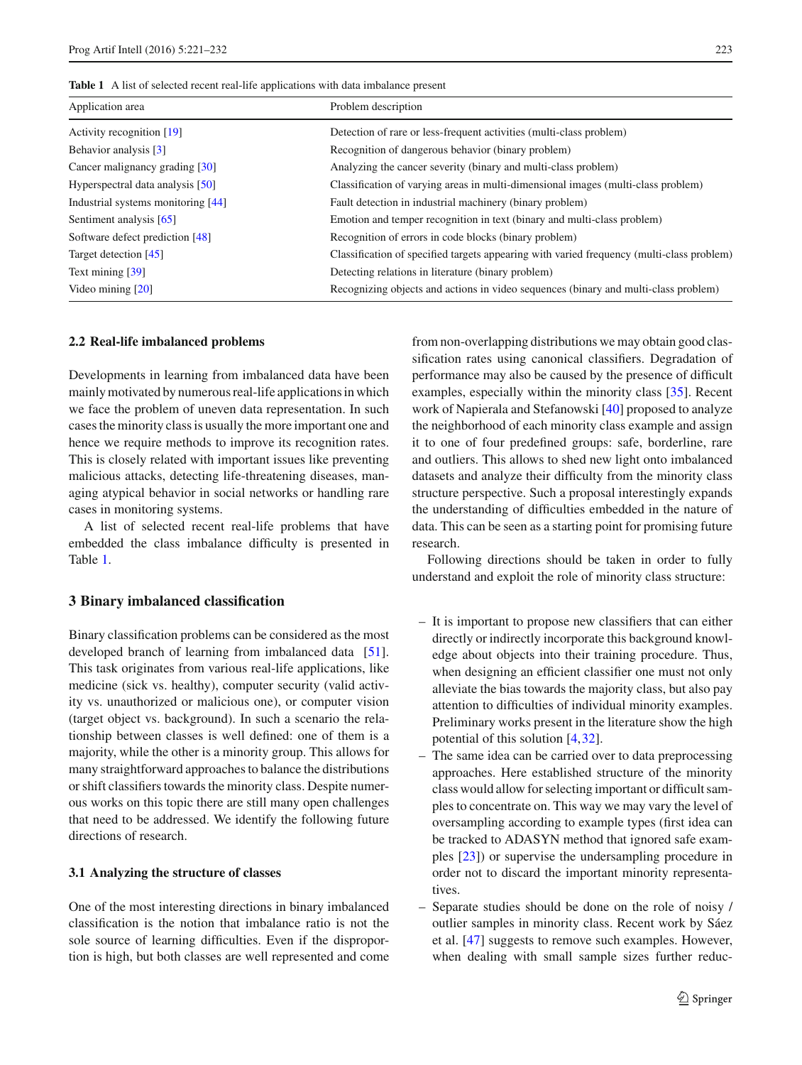**Table 1** A list of selected recent real-life applications with data imbalance present

| Application area | Problem description |
|---|---|
| Activity recognition [19] | Detection of rare or less-frequent activities (multi-class problem) |
| Behavior analysis [3] | Recognition of dangerous behavior (binary problem) |
| Cancer malignancy grading [30] | Analyzing the cancer severity (binary and multi-class problem) |
| Hyperspectral data analysis [50] | Classification of varying areas in multi-dimensional images (multi-class problem) |
| Industrial systems monitoring [44] | Fault detection in industrial machinery (binary problem) |
| Sentiment analysis [65] | Emotion and temper recognition in text (binary and multi-class problem) |
| Software defect prediction [48] | Recognition of errors in code blocks (binary problem) |
| Target detection [45] | Classification of specified targets appearing with varied frequency (multi-class problem) |
| Text mining [39] | Detecting relations in literature (binary problem) |
| Video mining [20] | Recognizing objects and actions in video sequences (binary and multi-class problem) |

### 2.2 Real-life imbalanced problems

Developments in learning from imbalanced data have been mainly motivated by numerous real-life applications in which we face the problem of uneven data representation. In such cases the minority class is usually the more important one and hence we require methods to improve its recognition rates. This is closely related with important issues like preventing malicious attacks, detecting life-threatening diseases, managing atypical behavior in social networks or handling rare cases in monitoring systems.

A list of selected recent real-life problems that have embedded the class imbalance difficulty is presented in Table 1.

## 3 Binary imbalanced classification

Binary classification problems can be considered as the most developed branch of learning from imbalanced data [51]. This task originates from various real-life applications, like medicine (sick vs. healthy), computer security (valid activity vs. unauthorized or malicious one), or computer vision (target object vs. background). In such a scenario the relationship between classes is well defined: one of them is a majority, while the other is a minority group. This allows for many straightforward approaches to balance the distributions or shift classifiers towards the minority class. Despite numerous works on this topic there are still many open challenges that need to be addressed. We identify the following future directions of research.

### 3.1 Analyzing the structure of classes

One of the most interesting directions in binary imbalanced classification is the notion that imbalance ratio is not the sole source of learning difficulties. Even if the disproportion is high, but both classes are well represented and come from non-overlapping distributions we may obtain good classification rates using canonical classifiers. Degradation of performance may also be caused by the presence of difficult examples, especially within the minority class [35]. Recent work of Napierala and Stefanowski [40] proposed to analyze the neighborhood of each minority class example and assign it to one of four predefined groups: safe, borderline, rare and outliers. This allows to shed new light onto imbalanced datasets and analyze their difficulty from the minority class structure perspective. Such a proposal interestingly expands the understanding of difficulties embedded in the nature of data. This can be seen as a starting point for promising future research.

Following directions should be taken in order to fully understand and exploit the role of minority class structure:

- It is important to propose new classifiers that can either directly or indirectly incorporate this background knowledge about objects into their training procedure. Thus, when designing an efficient classifier one must not only alleviate the bias towards the majority class, but also pay attention to difficulties of individual minority examples. Preliminary works present in the literature show the high potential of this solution [4,32].
- The same idea can be carried over to data preprocessing approaches. Here established structure of the minority class would allow for selecting important or difficult samples to concentrate on. This way we may vary the level of oversampling according to example types (first idea can be tracked to ADASYN method that ignored safe examples [23]) or supervise the undersampling procedure in order not to discard the important minority representatives.
- Separate studies should be done on the role of noisy / outlier samples in minority class. Recent work by Sáez et al. [47] suggests to remove such examples. However, when dealing with small sample sizes further reduc-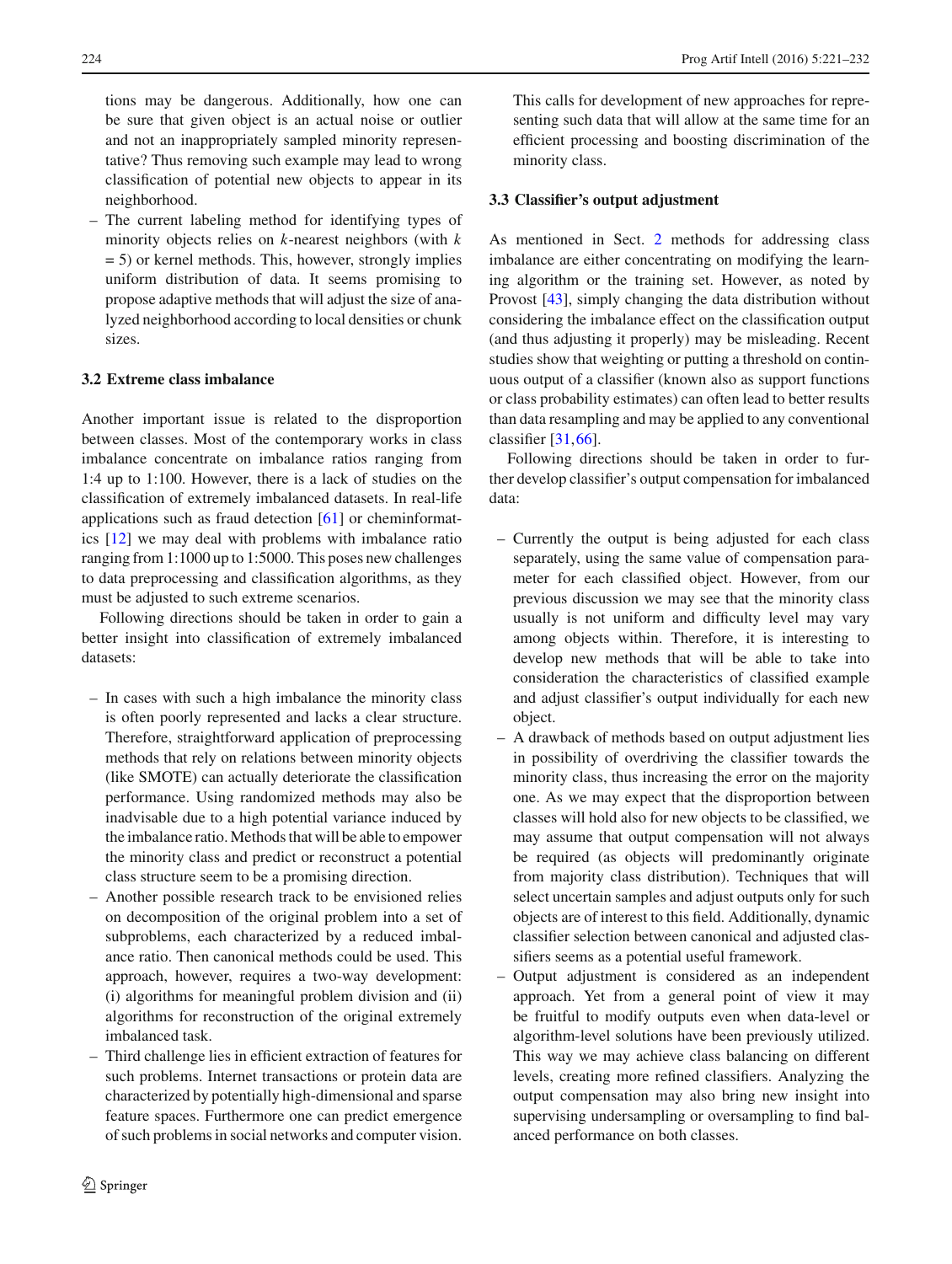tions may be dangerous. Additionally, how one can be sure that given object is an actual noise or outlier and not an inappropriately sampled minority representative? Thus removing such example may lead to wrong classification of potential new objects to appear in its neighborhood.

- The current labeling method for identifying types of minority objects relies on $k$-nearest neighbors (with $k = 5$) or kernel methods. This, however, strongly implies uniform distribution of data. It seems promising to propose adaptive methods that will adjust the size of analyzed neighborhood according to local densities or chunk sizes.

### 3.2 Extreme class imbalance

Another important issue is related to the disproportion between classes. Most of the contemporary works in class imbalance concentrate on imbalance ratios ranging from 1:4 up to 1:100. However, there is a lack of studies on the classification of extremely imbalanced datasets. In real-life applications such as fraud detection [61] or cheminformatics [12] we may deal with problems with imbalance ratio ranging from 1:1000 up to 1:5000. This poses new challenges to data preprocessing and classification algorithms, as they must be adjusted to such extreme scenarios.

Following directions should be taken in order to gain a better insight into classification of extremely imbalanced datasets:

- In cases with such a high imbalance the minority class is often poorly represented and lacks a clear structure. Therefore, straightforward application of preprocessing methods that rely on relations between minority objects (like SMOTE) can actually deteriorate the classification performance. Using randomized methods may also be inadvisable due to a high potential variance induced by the imbalance ratio. Methods that will be able to empower the minority class and predict or reconstruct a potential class structure seem to be a promising direction.
- Another possible research track to be envisioned relies on decomposition of the original problem into a set of subproblems, each characterized by a reduced imbalance ratio. Then canonical methods could be used. This approach, however, requires a two-way development: (i) algorithms for meaningful problem division and (ii) algorithms for reconstruction of the original extremely imbalanced task.
- Third challenge lies in efficient extraction of features for such problems. Internet transactions or protein data are characterized by potentially high-dimensional and sparse feature spaces. Furthermore one can predict emergence of such problems in social networks and computer vision. This calls for development of new approaches for representing such data that will allow at the same time for an efficient processing and boosting discrimination of the minority class.

### 3.3 Classifier's output adjustment

As mentioned in Sect. 2 methods for addressing class imbalance are either concentrating on modifying the learning algorithm or the training set. However, as noted by Provost [43], simply changing the data distribution without considering the imbalance effect on the classification output (and thus adjusting it properly) may be misleading. Recent studies show that weighting or putting a threshold on continuous output of a classifier (known also as support functions or class probability estimates) can often lead to better results than data resampling and may be applied to any conventional classifier [31,66].

Following directions should be taken in order to further develop classifier's output compensation for imbalanced data:

- Currently the output is being adjusted for each class separately, using the same value of compensation parameter for each classified object. However, from our previous discussion we may see that the minority class usually is not uniform and difficulty level may vary among objects within. Therefore, it is interesting to develop new methods that will be able to take into consideration the characteristics of classified example and adjust classifier's output individually for each new object.
- A drawback of methods based on output adjustment lies in possibility of overdriving the classifier towards the minority class, thus increasing the error on the majority one. As we may expect that the disproportion between classes will hold also for new objects to be classified, we may assume that output compensation will not always be required (as objects will predominantly originate from majority class distribution). Techniques that will select uncertain samples and adjust outputs only for such objects are of interest to this field. Additionally, dynamic classifier selection between canonical and adjusted classifiers seems as a potential useful framework.
- Output adjustment is considered as an independent approach. Yet from a general point of view it may be fruitful to modify outputs even when data-level or algorithm-level solutions have been previously utilized. This way we may achieve class balancing on different levels, creating more refined classifiers. Analyzing the output compensation may also bring new insight into supervising undersampling or oversampling to find balanced performance on both classes.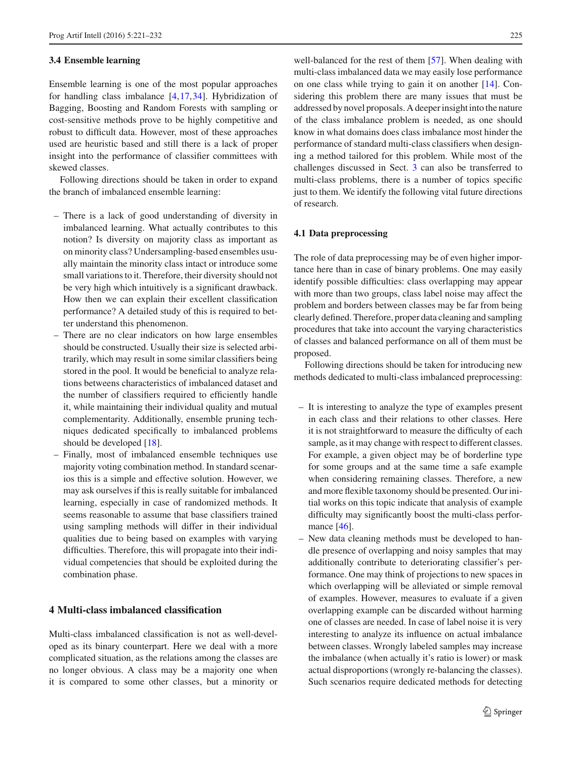### 3.4 Ensemble learning

Ensemble learning is one of the most popular approaches for handling class imbalance [4,17,34]. Hybridization of Bagging, Boosting and Random Forests with sampling or cost-sensitive methods prove to be highly competitive and robust to difficult data. However, most of these approaches used are heuristic based and still there is a lack of proper insight into the performance of classifier committees with skewed classes.

Following directions should be taken in order to expand the branch of imbalanced ensemble learning:

- There is a lack of good understanding of diversity in imbalanced learning. What actually contributes to this notion? Is diversity on majority class as important as on minority class? Undersampling-based ensembles usually maintain the minority class intact or introduce some small variations to it. Therefore, their diversity should not be very high which intuitively is a significant drawback. How then we can explain their excellent classification performance? A detailed study of this is required to better understand this phenomenon.
- There are no clear indicators on how large ensembles should be constructed. Usually their size is selected arbitrarily, which may result in some similar classifiers being stored in the pool. It would be beneficial to analyze relations betweens characteristics of imbalanced dataset and the number of classifiers required to efficiently handle it, while maintaining their individual quality and mutual complementarity. Additionally, ensemble pruning techniques dedicated specifically to imbalanced problems should be developed [18].
- Finally, most of imbalanced ensemble techniques use majority voting combination method. In standard scenarios this is a simple and effective solution. However, we may ask ourselves if this is really suitable for imbalanced learning, especially in case of randomized methods. It seems reasonable to assume that base classifiers trained using sampling methods will differ in their individual qualities due to being based on examples with varying difficulties. Therefore, this will propagate into their individual competencies that should be exploited during the combination phase.

## 4 Multi-class imbalanced classification

Multi-class imbalanced classification is not as well-developed as its binary counterpart. Here we deal with a more complicated situation, as the relations among the classes are no longer obvious. A class may be a majority one when it is compared to some other classes, but a minority or well-balanced for the rest of them [57]. When dealing with multi-class imbalanced data we may easily lose performance on one class while trying to gain it on another [14]. Considering this problem there are many issues that must be addressed by novel proposals. A deeper insight into the nature of the class imbalance problem is needed, as one should know in what domains does class imbalance most hinder the performance of standard multi-class classifiers when designing a method tailored for this problem. While most of the challenges discussed in Sect. 3 can also be transferred to multi-class problems, there is a number of topics specific just to them. We identify the following vital future directions of research.

### 4.1 Data preprocessing

The role of data preprocessing may be of even higher importance here than in case of binary problems. One may easily identify possible difficulties: class overlapping may appear with more than two groups, class label noise may affect the problem and borders between classes may be far from being clearly defined. Therefore, proper data cleaning and sampling procedures that take into account the varying characteristics of classes and balanced performance on all of them must be proposed.

Following directions should be taken for introducing new methods dedicated to multi-class imbalanced preprocessing:

- It is interesting to analyze the type of examples present in each class and their relations to other classes. Here it is not straightforward to measure the difficulty of each sample, as it may change with respect to different classes. For example, a given object may be of borderline type for some groups and at the same time a safe example when considering remaining classes. Therefore, a new and more flexible taxonomy should be presented. Our initial works on this topic indicate that analysis of example difficulty may significantly boost the multi-class performance [46].
- New data cleaning methods must be developed to handle presence of overlapping and noisy samples that may additionally contribute to deteriorating classifier's performance. One may think of projections to new spaces in which overlapping will be alleviated or simple removal of examples. However, measures to evaluate if a given overlapping example can be discarded without harming one of classes are needed. In case of label noise it is very interesting to analyze its influence on actual imbalance between classes. Wrongly labeled samples may increase the imbalance (when actually it's ratio is lower) or mask actual disproportions (wrongly re-balancing the classes). Such scenarios require dedicated methods for detecting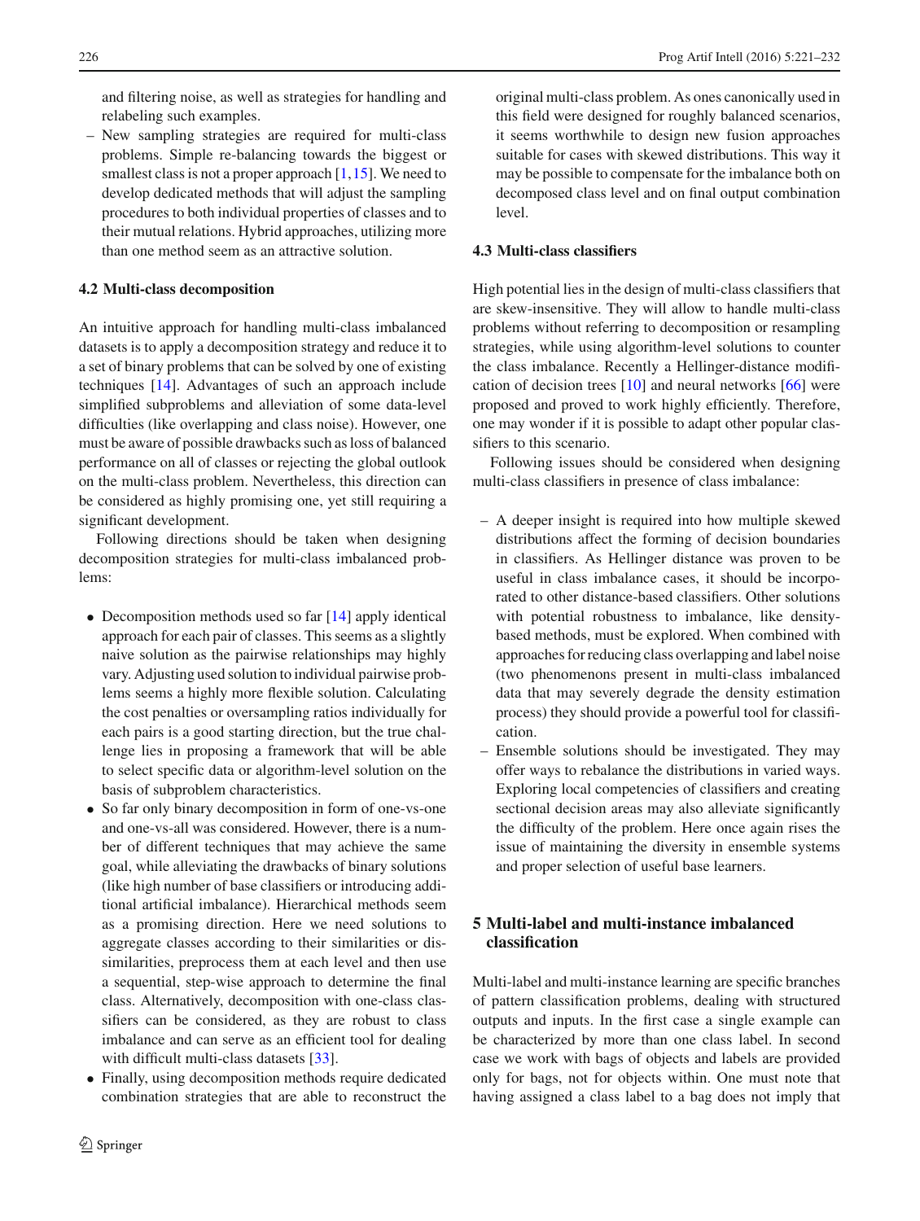and filtering noise, as well as strategies for handling and relabeling such examples.
- New sampling strategies are required for multi-class problems. Simple re-balancing towards the biggest or smallest class is not a proper approach [1,15]. We need to develop dedicated methods that will adjust the sampling procedures to both individual properties of classes and to their mutual relations. Hybrid approaches, utilizing more than one method seem as an attractive solution.

### 4.2 Multi-class decomposition

An intuitive approach for handling multi-class imbalanced datasets is to apply a decomposition strategy and reduce it to a set of binary problems that can be solved by one of existing techniques [14]. Advantages of such an approach include simplified subproblems and alleviation of some data-level difficulties (like overlapping and class noise). However, one must be aware of possible drawbacks such as loss of balanced performance on all of classes or rejecting the global outlook on the multi-class problem. Nevertheless, this direction can be considered as highly promising one, yet still requiring a significant development.

Following directions should be taken when designing decomposition strategies for multi-class imbalanced problems:

- Decomposition methods used so far [14] apply identical approach for each pair of classes. This seems as a slightly naive solution as the pairwise relationships may highly vary. Adjusting used solution to individual pairwise problems seems a highly more flexible solution. Calculating the cost penalties or oversampling ratios individually for each pairs is a good starting direction, but the true challenge lies in proposing a framework that will be able to select specific data or algorithm-level solution on the basis of subproblem characteristics.
- So far only binary decomposition in form of one-vs-one and one-vs-all was considered. However, there is a number of different techniques that may achieve the same goal, while alleviating the drawbacks of binary solutions (like high number of base classifiers or introducing additional artificial imbalance). Hierarchical methods seem as a promising direction. Here we need solutions to aggregate classes according to their similarities or dissimilarities, preprocess them at each level and then use a sequential, step-wise approach to determine the final class. Alternatively, decomposition with one-class classifiers can be considered, as they are robust to class imbalance and can serve as an efficient tool for dealing with difficult multi-class datasets [33].
- Finally, using decomposition methods require dedicated combination strategies that are able to reconstruct the original multi-class problem. As ones canonically used in this field were designed for roughly balanced scenarios, it seems worthwhile to design new fusion approaches suitable for cases with skewed distributions. This way it may be possible to compensate for the imbalance both on decomposed class level and on final output combination level.

### 4.3 Multi-class classifiers

High potential lies in the design of multi-class classifiers that are skew-insensitive. They will allow to handle multi-class problems without referring to decomposition or resampling strategies, while using algorithm-level solutions to counter the class imbalance. Recently a Hellinger-distance modification of decision trees [10] and neural networks [66] were proposed and proved to work highly efficiently. Therefore, one may wonder if it is possible to adapt other popular classifiers to this scenario.

Following issues should be considered when designing multi-class classifiers in presence of class imbalance:

- A deeper insight is required into how multiple skewed distributions affect the forming of decision boundaries in classifiers. As Hellinger distance was proven to be useful in class imbalance cases, it should be incorporated to other distance-based classifiers. Other solutions with potential robustness to imbalance, like density-based methods, must be explored. When combined with approaches for reducing class overlapping and label noise (two phenomenons present in multi-class imbalanced data that may severely degrade the density estimation process) they should provide a powerful tool for classification.
- Ensemble solutions should be investigated. They may offer ways to rebalance the distributions in varied ways. Exploring local competencies of classifiers and creating sectional decision areas may also alleviate significantly the difficulty of the problem. Here once again rises the issue of maintaining the diversity in ensemble systems and proper selection of useful base learners.

## 5 Multi-label and multi-instance imbalanced classification

Multi-label and multi-instance learning are specific branches of pattern classification problems, dealing with structured outputs and inputs. In the first case a single example can be characterized by more than one class label. In second case we work with bags of objects and labels are provided only for bags, not for objects within. One must note that having assigned a class label to a bag does not imply that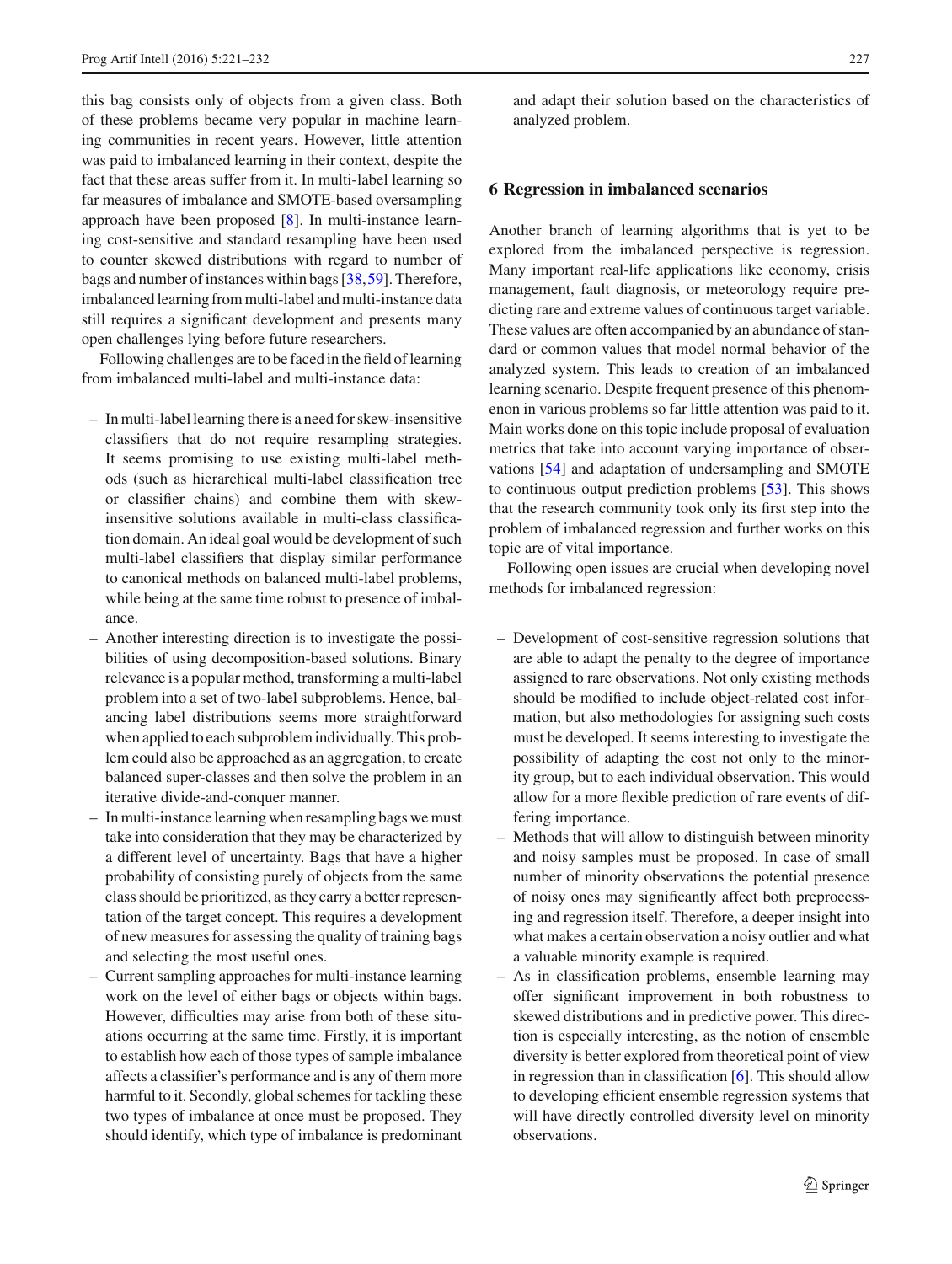this bag consists only of objects from a given class. Both of these problems became very popular in machine learning communities in recent years. However, little attention was paid to imbalanced learning in their context, despite the fact that these areas suffer from it. In multi-label learning so far measures of imbalance and SMOTE-based oversampling approach have been proposed [8]. In multi-instance learning cost-sensitive and standard resampling have been used to counter skewed distributions with regard to number of bags and number of instances within bags [38,59]. Therefore, imbalanced learning from multi-label and multi-instance data still requires a significant development and presents many open challenges lying before future researchers.

Following challenges are to be faced in the field of learning from imbalanced multi-label and multi-instance data:

- In multi-label learning there is a need for skew-insensitive classifiers that do not require resampling strategies. It seems promising to use existing multi-label methods (such as hierarchical multi-label classification tree or classifier chains) and combine them with skew-insensitive solutions available in multi-class classification domain. An ideal goal would be development of such multi-label classifiers that display similar performance to canonical methods on balanced multi-label problems, while being at the same time robust to presence of imbalance.
- Another interesting direction is to investigate the possibilities of using decomposition-based solutions. Binary relevance is a popular method, transforming a multi-label problem into a set of two-label subproblems. Hence, balancing label distributions seems more straightforward when applied to each subproblem individually. This problem could also be approached as an aggregation, to create balanced super-classes and then solve the problem in an iterative divide-and-conquer manner.
- In multi-instance learning when resampling bags we must take into consideration that they may be characterized by a different level of uncertainty. Bags that have a higher probability of consisting purely of objects from the same class should be prioritized, as they carry a better representation of the target concept. This requires a development of new measures for assessing the quality of training bags and selecting the most useful ones.
- Current sampling approaches for multi-instance learning work on the level of either bags or objects within bags. However, difficulties may arise from both of these situations occurring at the same time. Firstly, it is important to establish how each of those types of sample imbalance affects a classifier's performance and is any of them more harmful to it. Secondly, global schemes for tackling these two types of imbalance at once must be proposed. They should identify, which type of imbalance is predominant and adapt their solution based on the characteristics of analyzed problem.

## 6 Regression in imbalanced scenarios

Another branch of learning algorithms that is yet to be explored from the imbalanced perspective is regression. Many important real-life applications like economy, crisis management, fault diagnosis, or meteorology require predicting rare and extreme values of continuous target variable. These values are often accompanied by an abundance of standard or common values that model normal behavior of the analyzed system. This leads to creation of an imbalanced learning scenario. Despite frequent presence of this phenomenon in various problems so far little attention was paid to it. Main works done on this topic include proposal of evaluation metrics that take into account varying importance of observations [54] and adaptation of undersampling and SMOTE to continuous output prediction problems [53]. This shows that the research community took only its first step into the problem of imbalanced regression and further works on this topic are of vital importance.

Following open issues are crucial when developing novel methods for imbalanced regression:

- Development of cost-sensitive regression solutions that are able to adapt the penalty to the degree of importance assigned to rare observations. Not only existing methods should be modified to include object-related cost information, but also methodologies for assigning such costs must be developed. It seems interesting to investigate the possibility of adapting the cost not only to the minority group, but to each individual observation. This would allow for a more flexible prediction of rare events of differing importance.
- Methods that will allow to distinguish between minority and noisy samples must be proposed. In case of small number of minority observations the potential presence of noisy ones may significantly affect both preprocessing and regression itself. Therefore, a deeper insight into what makes a certain observation a noisy outlier and what a valuable minority example is required.
- As in classification problems, ensemble learning may offer significant improvement in both robustness to skewed distributions and in predictive power. This direction is especially interesting, as the notion of ensemble diversity is better explored from theoretical point of view in regression than in classification [6]. This should allow to developing efficient ensemble regression systems that will have directly controlled diversity level on minority observations.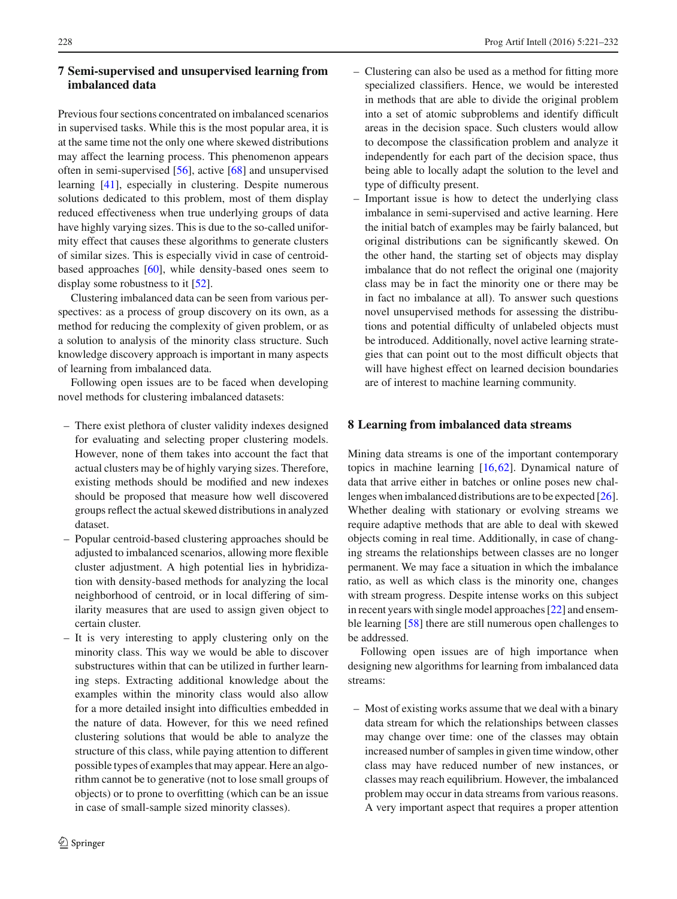## 7 Semi-supervised and unsupervised learning from imbalanced data

Previous four sections concentrated on imbalanced scenarios in supervised tasks. While this is the most popular area, it is at the same time not the only one where skewed distributions may affect the learning process. This phenomenon appears often in semi-supervised [56], active [68] and unsupervised learning [41], especially in clustering. Despite numerous solutions dedicated to this problem, most of them display reduced effectiveness when true underlying groups of data have highly varying sizes. This is due to the so-called uniformity effect that causes these algorithms to generate clusters of similar sizes. This is especially vivid in case of centroid-based approaches [60], while density-based ones seem to display some robustness to it [52].

Clustering imbalanced data can be seen from various perspectives: as a process of group discovery on its own, as a method for reducing the complexity of given problem, or as a solution to analysis of the minority class structure. Such knowledge discovery approach is important in many aspects of learning from imbalanced data.

Following open issues are to be faced when developing novel methods for clustering imbalanced datasets:

- There exist plethora of cluster validity indexes designed for evaluating and selecting proper clustering models. However, none of them takes into account the fact that actual clusters may be of highly varying sizes. Therefore, existing methods should be modified and new indexes should be proposed that measure how well discovered groups reflect the actual skewed distributions in analyzed dataset.
- Popular centroid-based clustering approaches should be adjusted to imbalanced scenarios, allowing more flexible cluster adjustment. A high potential lies in hybridization with density-based methods for analyzing the local neighborhood of centroid, or in local differing of similarity measures that are used to assign given object to certain cluster.
- It is very interesting to apply clustering only on the minority class. This way we would be able to discover substructures within that can be utilized in further learning steps. Extracting additional knowledge about the examples within the minority class would also allow for a more detailed insight into difficulties embedded in the nature of data. However, for this we need refined clustering solutions that would be able to analyze the structure of this class, while paying attention to different possible types of examples that may appear. Here an algorithm cannot be to generative (not to lose small groups of objects) or to prone to overfitting (which can be an issue in case of small-sample sized minority classes).
- Clustering can also be used as a method for fitting more specialized classifiers. Hence, we would be interested in methods that are able to divide the original problem into a set of atomic subproblems and identify difficult areas in the decision space. Such clusters would allow to decompose the classification problem and analyze it independently for each part of the decision space, thus being able to locally adapt the solution to the level and type of difficulty present.
- Important issue is how to detect the underlying class imbalance in semi-supervised and active learning. Here the initial batch of examples may be fairly balanced, but original distributions can be significantly skewed. On the other hand, the starting set of objects may display imbalance that do not reflect the original one (majority class may be in fact the minority one or there may be in fact no imbalance at all). To answer such questions novel unsupervised methods for assessing the distributions and potential difficulty of unlabeled objects must be introduced. Additionally, novel active learning strategies that can point out to the most difficult objects that will have highest effect on learned decision boundaries are of interest to machine learning community.

## 8 Learning from imbalanced data streams

Mining data streams is one of the important contemporary topics in machine learning [16,62]. Dynamical nature of data that arrive either in batches or online poses new challenges when imbalanced distributions are to be expected [26]. Whether dealing with stationary or evolving streams we require adaptive methods that are able to deal with skewed objects coming in real time. Additionally, in case of changing streams the relationships between classes are no longer permanent. We may face a situation in which the imbalance ratio, as well as which class is the minority one, changes with stream progress. Despite intense works on this subject in recent years with single model approaches [22] and ensemble learning [58] there are still numerous open challenges to be addressed.

Following open issues are of high importance when designing new algorithms for learning from imbalanced data streams:

- Most of existing works assume that we deal with a binary data stream for which the relationships between classes may change over time: one of the classes may obtain increased number of samples in given time window, other class may have reduced number of new instances, or classes may reach equilibrium. However, the imbalanced problem may occur in data streams from various reasons. A very important aspect that requires a proper attention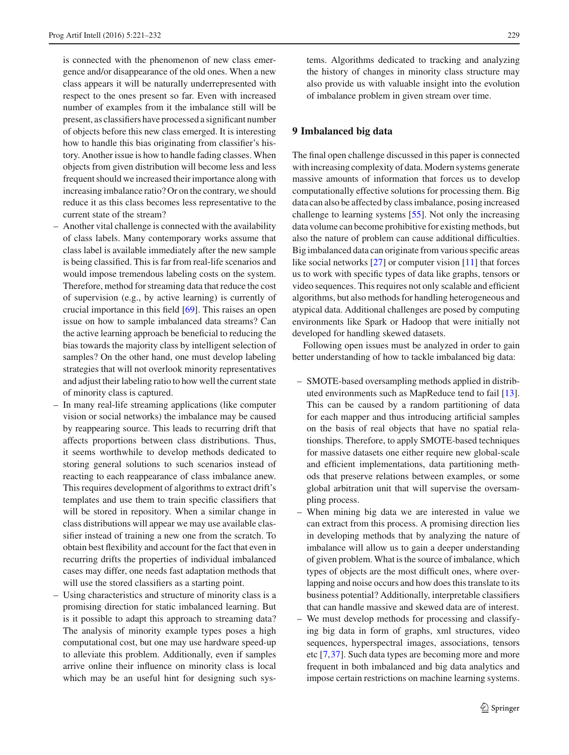is connected with the phenomenon of new class emergence and/or disappearance of the old ones. When a new class appears it will be naturally underrepresented with respect to the ones present so far. Even with increased number of examples from it the imbalance still will be present, as classifiers have processed a significant number of objects before this new class emerged. It is interesting how to handle this bias originating from classifier's history. Another issue is how to handle fading classes. When objects from given distribution will become less and less frequent should we increased their importance along with increasing imbalance ratio? Or on the contrary, we should reduce it as this class becomes less representative to the current state of the stream?

- Another vital challenge is connected with the availability of class labels. Many contemporary works assume that class label is available immediately after the new sample is being classified. This is far from real-life scenarios and would impose tremendous labeling costs on the system. Therefore, method for streaming data that reduce the cost of supervision (e.g., by active learning) is currently of crucial importance in this field [69]. This raises an open issue on how to sample imbalanced data streams? Can the active learning approach be beneficial to reducing the bias towards the majority class by intelligent selection of samples? On the other hand, one must develop labeling strategies that will not overlook minority representatives and adjust their labeling ratio to how well the current state of minority class is captured.
- In many real-life streaming applications (like computer vision or social networks) the imbalance may be caused by reappearing source. This leads to recurring drift that affects proportions between class distributions. Thus, it seems worthwhile to develop methods dedicated to storing general solutions to such scenarios instead of reacting to each reappearance of class imbalance anew. This requires development of algorithms to extract drift's templates and use them to train specific classifiers that will be stored in repository. When a similar change in class distributions will appear we may use available classifier instead of training a new one from the scratch. To obtain best flexibility and account for the fact that even in recurring drifts the properties of individual imbalanced cases may differ, one needs fast adaptation methods that will use the stored classifiers as a starting point.
- Using characteristics and structure of minority class is a promising direction for static imbalanced learning. But is it possible to adapt this approach to streaming data? The analysis of minority example types poses a high computational cost, but one may use hardware speed-up to alleviate this problem. Additionally, even if samples arrive online their influence on minority class is local which may be an useful hint for designing such systems. Algorithms dedicated to tracking and analyzing the history of changes in minority class structure may also provide us with valuable insight into the evolution of imbalance problem in given stream over time.

## 9 Imbalanced big data

The final open challenge discussed in this paper is connected with increasing complexity of data. Modern systems generate massive amounts of information that forces us to develop computationally effective solutions for processing them. Big data can also be affected by class imbalance, posing increased challenge to learning systems [55]. Not only the increasing data volume can become prohibitive for existing methods, but also the nature of problem can cause additional difficulties. Big imbalanced data can originate from various specific areas like social networks [27] or computer vision [11] that forces us to work with specific types of data like graphs, tensors or video sequences. This requires not only scalable and efficient algorithms, but also methods for handling heterogeneous and atypical data. Additional challenges are posed by computing environments like Spark or Hadoop that were initially not developed for handling skewed datasets.

Following open issues must be analyzed in order to gain better understanding of how to tackle imbalanced big data:

- SMOTE-based oversampling methods applied in distributed environments such as MapReduce tend to fail [13]. This can be caused by a random partitioning of data for each mapper and thus introducing artificial samples on the basis of real objects that have no spatial relationships. Therefore, to apply SMOTE-based techniques for massive datasets one either require new global-scale and efficient implementations, data partitioning methods that preserve relations between examples, or some global arbitration unit that will supervise the oversampling process.
- When mining big data we are interested in value we can extract from this process. A promising direction lies in developing methods that by analyzing the nature of imbalance will allow us to gain a deeper understanding of given problem. What is the source of imbalance, which types of objects are the most difficult ones, where overlapping and noise occurs and how does this translate to its business potential? Additionally, interpretable classifiers that can handle massive and skewed data are of interest.
- We must develop methods for processing and classifying big data in form of graphs, xml structures, video sequences, hyperspectral images, associations, tensors etc [7,37]. Such data types are becoming more and more frequent in both imbalanced and big data analytics and impose certain restrictions on machine learning systems.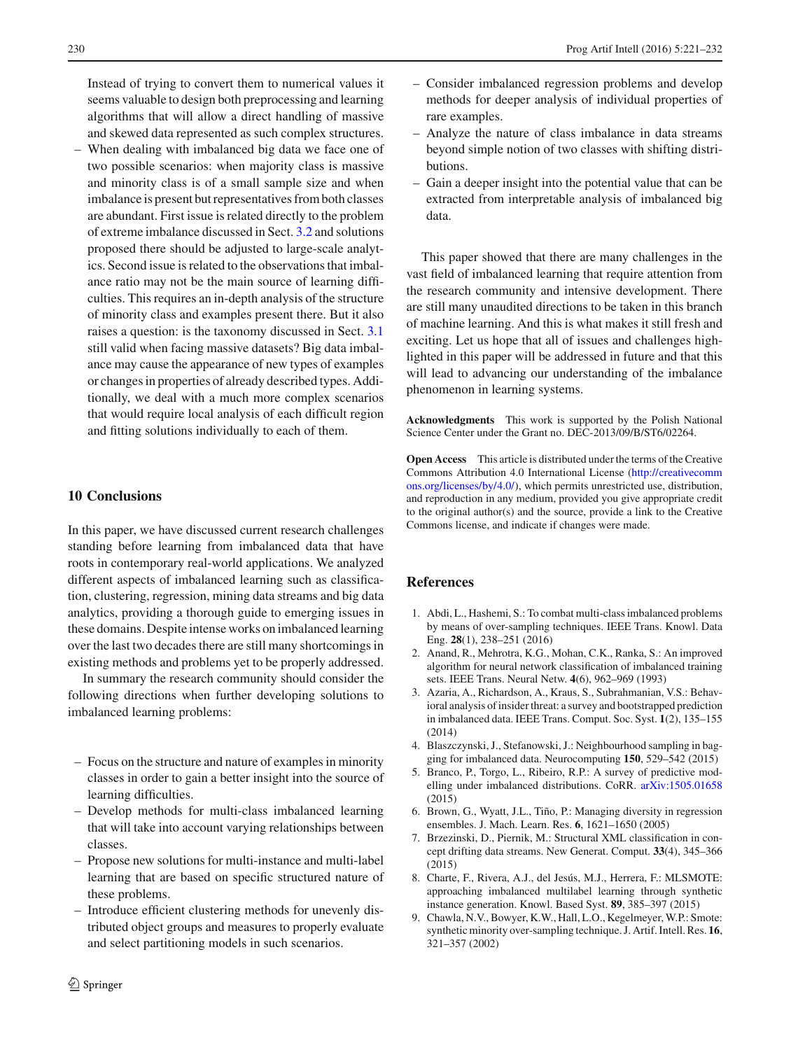Instead of trying to convert them to numerical values it seems valuable to design both preprocessing and learning algorithms that will allow a direct handling of massive and skewed data represented as such complex structures.

– When dealing with imbalanced big data we face one of two possible scenarios: when majority class is massive and minority class is of a small sample size and when imbalance is present but representatives from both classes are abundant. First issue is related directly to the problem of extreme imbalance discussed in Sect. 3.2 and solutions proposed there should be adjusted to large-scale analytics. Second issue is related to the observations that imbalance ratio may not be the main source of learning difficulties. This requires an in-depth analysis of the structure of minority class and examples present there. But it also raises a question: is the taxonomy discussed in Sect. 3.1 still valid when facing massive datasets? Big data imbalance may cause the appearance of new types of examples or changes in properties of already described types. Additionally, we deal with a much more complex scenarios that would require local analysis of each difficult region and fitting solutions individually to each of them.

## 10 Conclusions

In this paper, we have discussed current research challenges standing before learning from imbalanced data that have roots in contemporary real-world applications. We analyzed different aspects of imbalanced learning such as classification, clustering, regression, mining data streams and big data analytics, providing a thorough guide to emerging issues in these domains. Despite intense works on imbalanced learning over the last two decades there are still many shortcomings in existing methods and problems yet to be properly addressed.

In summary the research community should consider the following directions when further developing solutions to imbalanced learning problems:

– Focus on the structure and nature of examples in minority classes in order to gain a better insight into the source of learning difficulties.
– Develop methods for multi-class imbalanced learning that will take into account varying relationships between classes.
– Propose new solutions for multi-instance and multi-label learning that are based on specific structured nature of these problems.
– Introduce efficient clustering methods for unevenly distributed object groups and measures to properly evaluate and select partitioning models in such scenarios.
– Consider imbalanced regression problems and develop methods for deeper analysis of individual properties of rare examples.
– Analyze the nature of class imbalance in data streams beyond simple notion of two classes with shifting distributions.
– Gain a deeper insight into the potential value that can be extracted from interpretable analysis of imbalanced big data.

This paper showed that there are many challenges in the vast field of imbalanced learning that require attention from the research community and intensive development. There are still many unaudited directions to be taken in this branch of machine learning. And this is what makes it still fresh and exciting. Let us hope that all of issues and challenges highlighted in this paper will be addressed in future and that this will lead to advancing our understanding of the imbalance phenomenon in learning systems.

**Acknowledgments** This work is supported by the Polish National Science Center under the Grant no. DEC-2013/09/B/ST6/02264.

**Open Access** This article is distributed under the terms of the Creative Commons Attribution 4.0 International License (http://creativecommons.org/licenses/by/4.0/), which permits unrestricted use, distribution, and reproduction in any medium, provided you give appropriate credit to the original author(s) and the source, provide a link to the Creative Commons license, and indicate if changes were made.

## References

1. Abdi, L., Hashemi, S.: To combat multi-class imbalanced problems by means of over-sampling techniques. IEEE Trans. Knowl. Data Eng. **28**(1), 238–251 (2016)
2. Anand, R., Mehrotra, K.G., Mohan, C.K., Ranka, S.: An improved algorithm for neural network classification of imbalanced training sets. IEEE Trans. Neural Netw. **4**(6), 962–969 (1993)
3. Azaria, A., Richardson, A., Kraus, S., Subrahmanian, V.S.: Behavioral analysis of insider threat: a survey and bootstrapped prediction in imbalanced data. IEEE Trans. Comput. Soc. Syst. **1**(2), 135–155 (2014)
4. Blaszczynski, J., Stefanowski, J.: Neighbourhood sampling in bagging for imbalanced data. Neurocomputing **150**, 529–542 (2015)
5. Branco, P., Torgo, L., Ribeiro, R.P.: A survey of predictive modelling under imbalanced distributions. CoRR. arXiv:1505.01658 (2015)
6. Brown, G., Wyatt, J.L., Tiño, P.: Managing diversity in regression ensembles. J. Mach. Learn. Res. **6**, 1621–1650 (2005)
7. Brzezinski, D., Piernik, M.: Structural XML classification in concept drifting data streams. New Generat. Comput. **33**(4), 345–366 (2015)
8. Charte, F., Rivera, A.J., del Jesús, M.J., Herrera, F.: MLSMOTE: approaching imbalanced multilabel learning through synthetic instance generation. Knowl. Based Syst. **89**, 385–397 (2015)
9. Chawla, N.V., Bowyer, K.W., Hall, L.O., Kegelmeyer, W.P.: Smote: synthetic minority over-sampling technique. J. Artif. Intell. Res. **16**, 321–357 (2002)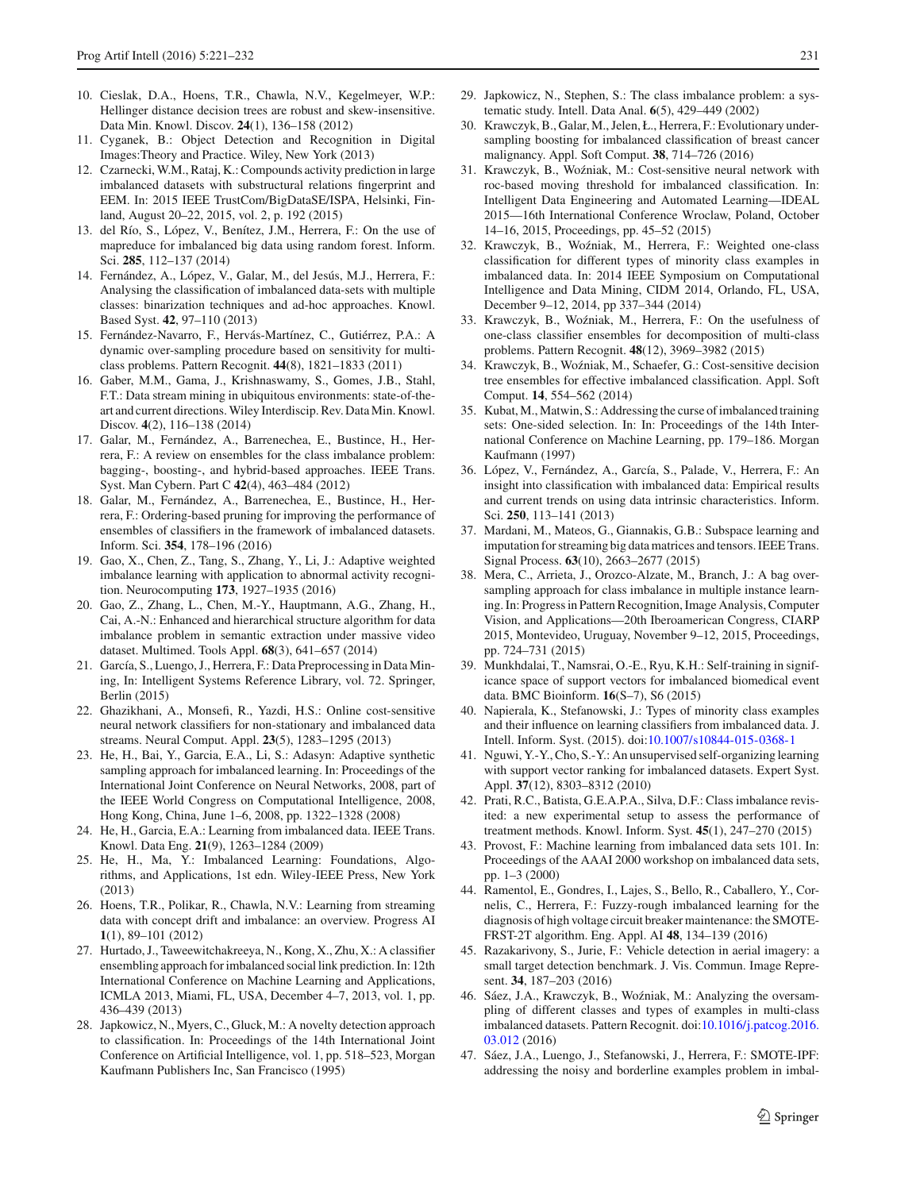10. Cieslak, D.A., Hoens, T.R., Chawla, N.V., Kegelmeyer, W.P.: Hellinger distance decision trees are robust and skew-insensitive. Data Min. Knowl. Discov. **24**(1), 136–158 (2012)
11. Cyganek, B.: Object Detection and Recognition in Digital Images:Theory and Practice. Wiley, New York (2013)
12. Czarnecki, W.M., Rataj, K.: Compounds activity prediction in large imbalanced datasets with substructural relations fingerprint and EEM. In: 2015 IEEE TrustCom/BigDataSE/ISPA, Helsinki, Finland, August 20–22, 2015, vol. 2, p. 192 (2015)
13. del Río, S., López, V., Benítez, J.M., Herrera, F.: On the use of mapreduce for imbalanced big data using random forest. Inform. Sci. **285**, 112–137 (2014)
14. Fernández, A., López, V., Galar, M., del Jesús, M.J., Herrera, F.: Analysing the classification of imbalanced data-sets with multiple classes: binarization techniques and ad-hoc approaches. Knowl. Based Syst. **42**, 97–110 (2013)
15. Fernández-Navarro, F., Hervás-Martínez, C., Gutiérrez, P.A.: A dynamic over-sampling procedure based on sensitivity for multi-class problems. Pattern Recognit. **44**(8), 1821–1833 (2011)
16. Gaber, M.M., Gama, J., Krishnaswamy, S., Gomes, J.B., Stahl, F.T.: Data stream mining in ubiquitous environments: state-of-the-art and current directions. Wiley Interdiscip. Rev. Data Min. Knowl. Discov. **4**(2), 116–138 (2014)
17. Galar, M., Fernández, A., Barrenechea, E., Bustince, H., Herrera, F.: A review on ensembles for the class imbalance problem: bagging-, boosting-, and hybrid-based approaches. IEEE Trans. Syst. Man Cybern. Part C **42**(4), 463–484 (2012)
18. Galar, M., Fernández, A., Barrenechea, E., Bustince, H., Herrera, F.: Ordering-based pruning for improving the performance of ensembles of classifiers in the framework of imbalanced datasets. Inform. Sci. **354**, 178–196 (2016)
19. Gao, X., Chen, Z., Tang, S., Zhang, Y., Li, J.: Adaptive weighted imbalance learning with application to abnormal activity recognition. Neurocomputing **173**, 1927–1935 (2016)
20. Gao, Z., Zhang, L., Chen, M.-Y., Hauptmann, A.G., Zhang, H., Cai, A.-N.: Enhanced and hierarchical structure algorithm for data imbalance problem in semantic extraction under massive video dataset. Multimed. Tools Appl. **68**(3), 641–657 (2014)
21. García, S., Luengo, J., Herrera, F.: Data Preprocessing in Data Mining, In: Intelligent Systems Reference Library, vol. 72. Springer, Berlin (2015)
22. Ghazikhani, A., Monsefi, R., Yazdi, H.S.: Online cost-sensitive neural network classifiers for non-stationary and imbalanced data streams. Neural Comput. Appl. **23**(5), 1283–1295 (2013)
23. He, H., Bai, Y., Garcia, E.A., Li, S.: Adasyn: Adaptive synthetic sampling approach for imbalanced learning. In: Proceedings of the International Joint Conference on Neural Networks, 2008, part of the IEEE World Congress on Computational Intelligence, 2008, Hong Kong, China, June 1–6, 2008, pp. 1322–1328 (2008)
24. He, H., Garcia, E.A.: Learning from imbalanced data. IEEE Trans. Knowl. Data Eng. **21**(9), 1263–1284 (2009)
25. He, H., Ma, Y.: Imbalanced Learning: Foundations, Algorithms, and Applications, 1st edn. Wiley-IEEE Press, New York (2013)
26. Hoens, T.R., Polikar, R., Chawla, N.V.: Learning from streaming data with concept drift and imbalance: an overview. Progress AI **1**(1), 89–101 (2012)
27. Hurtado, J., Taweewitchakreeya, N., Kong, X., Zhu, X.: A classifier ensembling approach for imbalanced social link prediction. In: 12th International Conference on Machine Learning and Applications, ICMLA 2013, Miami, FL, USA, December 4–7, 2013, vol. 1, pp. 436–439 (2013)
28. Japkowicz, N., Myers, C., Gluck, M.: A novelty detection approach to classification. In: Proceedings of the 14th International Joint Conference on Artificial Intelligence, vol. 1, pp. 518–523, Morgan Kaufmann Publishers Inc, San Francisco (1995)
29. Japkowicz, N., Stephen, S.: The class imbalance problem: a systematic study. Intell. Data Anal. **6**(5), 429–449 (2002)
30. Krawczyk, B., Galar, M., Jeleń, Ł., Herrera, F.: Evolutionary undersampling boosting for imbalanced classification of breast cancer malignancy. Appl. Soft Comput. **38**, 714–726 (2016)
31. Krawczyk, B., Woźniak, M.: Cost-sensitive neural network with roc-based moving threshold for imbalanced classification. In: Intelligent Data Engineering and Automated Learning—IDEAL 2015—16th International Conference Wroclaw, Poland, October 14–16, 2015, Proceedings, pp. 45–52 (2015)
32. Krawczyk, B., Woźniak, M., Herrera, F.: Weighted one-class classification for different types of minority class examples in imbalanced data. In: 2014 IEEE Symposium on Computational Intelligence and Data Mining, CIDM 2014, Orlando, FL, USA, December 9–12, 2014, pp 337–344 (2014)
33. Krawczyk, B., Woźniak, M., Herrera, F.: On the usefulness of one-class classifier ensembles for decomposition of multi-class problems. Pattern Recognit. **48**(12), 3969–3982 (2015)
34. Krawczyk, B., Woźniak, M., Schaefer, G.: Cost-sensitive decision tree ensembles for effective imbalanced classification. Appl. Soft Comput. **14**, 554–562 (2014)
35. Kubat, M., Matwin, S.: Addressing the curse of imbalanced training sets: One-sided selection. In: In: Proceedings of the 14th International Conference on Machine Learning, pp. 179–186. Morgan Kaufmann (1997)
36. López, V., Fernández, A., García, S., Palade, V., Herrera, F.: An insight into classification with imbalanced data: Empirical results and current trends on using data intrinsic characteristics. Inform. Sci. **250**, 113–141 (2013)
37. Mardani, M., Mateos, G., Giannakis, G.B.: Subspace learning and imputation for streaming big data matrices and tensors. IEEE Trans. Signal Process. **63**(10), 2663–2677 (2015)
38. Mera, C., Arrieta, J., Orozco-Alzate, M., Branch, J.: A bag oversampling approach for class imbalance in multiple instance learning. In: Progress in Pattern Recognition, Image Analysis, Computer Vision, and Applications—20th Iberoamerican Congress, CIARP 2015, Montevideo, Uruguay, November 9–12, 2015, Proceedings, pp. 724–731 (2015)
39. Munkhdalai, T., Namsrai, O.-E., Ryu, K.H.: Self-training in significance space of support vectors for imbalanced biomedical event data. BMC Bioinform. **16**(S–7), S6 (2015)
40. Napierala, K., Stefanowski, J.: Types of minority class examples and their influence on learning classifiers from imbalanced data. J. Intell. Inform. Syst. (2015). doi:10.1007/s10844-015-0368-1
41. Nguwi, Y.-Y., Cho, S.-Y.: An unsupervised self-organizing learning with support vector ranking for imbalanced datasets. Expert Syst. Appl. **37**(12), 8303–8312 (2010)
42. Prati, R.C., Batista, G.E.A.P.A., Silva, D.F.: Class imbalance revisited: a new experimental setup to assess the performance of treatment methods. Knowl. Inform. Syst. **45**(1), 247–270 (2015)
43. Provost, F.: Machine learning from imbalanced data sets 101. In: Proceedings of the AAAI 2000 workshop on imbalanced data sets, pp. 1–3 (2000)
44. Ramentol, E., Gondres, I., Lajes, S., Bello, R., Caballero, Y., Cornelis, C., Herrera, F.: Fuzzy-rough imbalanced learning for the diagnosis of high voltage circuit breaker maintenance: the SMOTE-FRST-2T algorithm. Eng. Appl. AI **48**, 134–139 (2016)
45. Razakarivony, S., Jurie, F.: Vehicle detection in aerial imagery: a small target detection benchmark. J. Vis. Commun. Image Represent. **34**, 187–203 (2016)
46. Sáez, J.A., Krawczyk, B., Woźniak, M.: Analyzing the oversampling of different classes and types of examples in multi-class imbalanced datasets. Pattern Recognit. doi:10.1016/j.patcog.2016.03.012 (2016)
47. Sáez, J.A., Luengo, J., Stefanowski, J., Herrera, F.: SMOTE-IPF: addressing the noisy and borderline examples problem in imbal-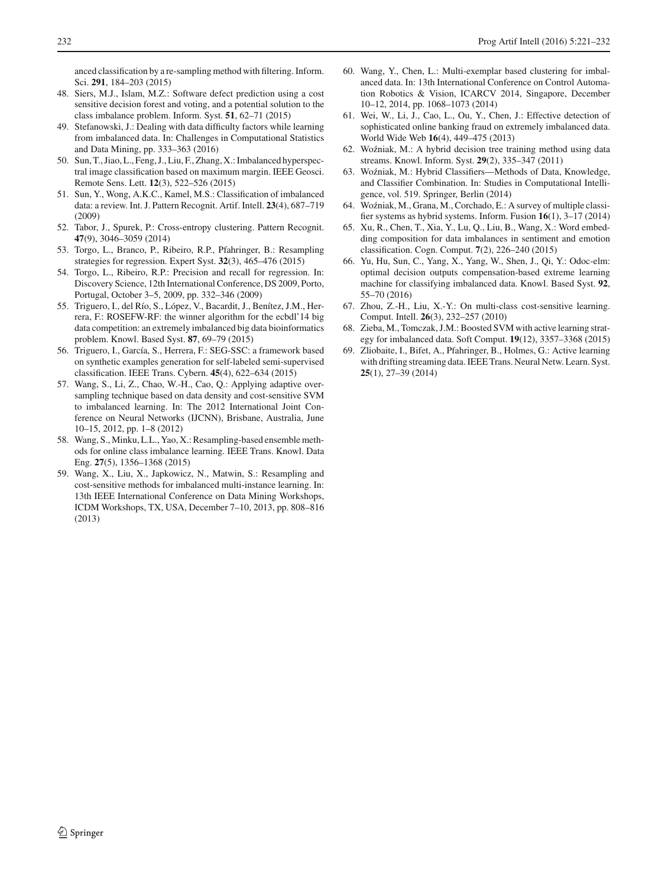anced classification by a re-sampling method with filtering. Inform. Sci. **291**, 184–203 (2015)

48. Siers, M.J., Islam, M.Z.: Software defect prediction using a cost sensitive decision forest and voting, and a potential solution to the class imbalance problem. Inform. Syst. **51**, 62–71 (2015)
49. Stefanowski, J.: Dealing with data difficulty factors while learning from imbalanced data. In: Challenges in Computational Statistics and Data Mining, pp. 333–363 (2016)
50. Sun, T., Jiao, L., Feng, J., Liu, F., Zhang, X.: Imbalanced hyperspectral image classification based on maximum margin. IEEE Geosci. Remote Sens. Lett. **12**(3), 522–526 (2015)
51. Sun, Y., Wong, A.K.C., Kamel, M.S.: Classification of imbalanced data: a review. Int. J. Pattern Recognit. Artif. Intell. **23**(4), 687–719 (2009)
52. Tabor, J., Spurek, P.: Cross-entropy clustering. Pattern Recognit. **47**(9), 3046–3059 (2014)
53. Torgo, L., Branco, P., Ribeiro, R.P., Pfahringer, B.: Resampling strategies for regression. Expert Syst. **32**(3), 465–476 (2015)
54. Torgo, L., Ribeiro, R.P.: Precision and recall for regression. In: Discovery Science, 12th International Conference, DS 2009, Porto, Portugal, October 3–5, 2009, pp. 332–346 (2009)
55. Triguero, I., del Río, S., López, V., Bacardit, J., Benítez, J.M., Herrera, F.: ROSEFW-RF: the winner algorithm for the ecbdl'14 big data competition: an extremely imbalanced big data bioinformatics problem. Knowl. Based Syst. **87**, 69–79 (2015)
56. Triguero, I., García, S., Herrera, F.: SEG-SSC: a framework based on synthetic examples generation for self-labeled semi-supervised classification. IEEE Trans. Cybern. **45**(4), 622–634 (2015)
57. Wang, S., Li, Z., Chao, W.-H., Cao, Q.: Applying adaptive over-sampling technique based on data density and cost-sensitive SVM to imbalanced learning. In: The 2012 International Joint Conference on Neural Networks (IJCNN), Brisbane, Australia, June 10–15, 2012, pp. 1–8 (2012)
58. Wang, S., Minku, L.L., Yao, X.: Resampling-based ensemble methods for online class imbalance learning. IEEE Trans. Knowl. Data Eng. **27**(5), 1356–1368 (2015)
59. Wang, X., Liu, X., Japkowicz, N., Matwin, S.: Resampling and cost-sensitive methods for imbalanced multi-instance learning. In: 13th IEEE International Conference on Data Mining Workshops, ICDM Workshops, TX, USA, December 7–10, 2013, pp. 808–816 (2013)
60. Wang, Y., Chen, L.: Multi-exemplar based clustering for imbalanced data. In: 13th International Conference on Control Automation Robotics & Vision, ICARCV 2014, Singapore, December 10–12, 2014, pp. 1068–1073 (2014)
61. Wei, W., Li, J., Cao, L., Ou, Y., Chen, J.: Effective detection of sophisticated online banking fraud on extremely imbalanced data. World Wide Web **16**(4), 449–475 (2013)
62. Woźniak, M.: A hybrid decision tree training method using data streams. Knowl. Inform. Syst. **29**(2), 335–347 (2011)
63. Woźniak, M.: Hybrid Classifiers—Methods of Data, Knowledge, and Classifier Combination. In: Studies in Computational Intelligence, vol. 519. Springer, Berlin (2014)
64. Woźniak, M., Grana, M., Corchado, E.: A survey of multiple classifier systems as hybrid systems. Inform. Fusion **16**(1), 3–17 (2014)
65. Xu, R., Chen, T., Xia, Y., Lu, Q., Liu, B., Wang, X.: Word embedding composition for data imbalances in sentiment and emotion classification. Cogn. Comput. **7**(2), 226–240 (2015)
66. Yu, Hu, Sun, C., Yang, X., Yang, W., Shen, J., Qi, Y.: Odoc-elm: optimal decision outputs compensation-based extreme learning machine for classifying imbalanced data. Knowl. Based Syst. **92**, 55–70 (2016)
67. Zhou, Z.-H., Liu, X.-Y.: On multi-class cost-sensitive learning. Comput. Intell. **26**(3), 232–257 (2010)
68. Zieba, M., Tomczak, J.M.: Boosted SVM with active learning strategy for imbalanced data. Soft Comput. **19**(12), 3357–3368 (2015)
69. Zliobaite, I., Bifet, A., Pfahringer, B., Holmes, G.: Active learning with drifting streaming data. IEEE Trans. Neural Netw. Learn. Syst. **25**(1), 27–39 (2014)